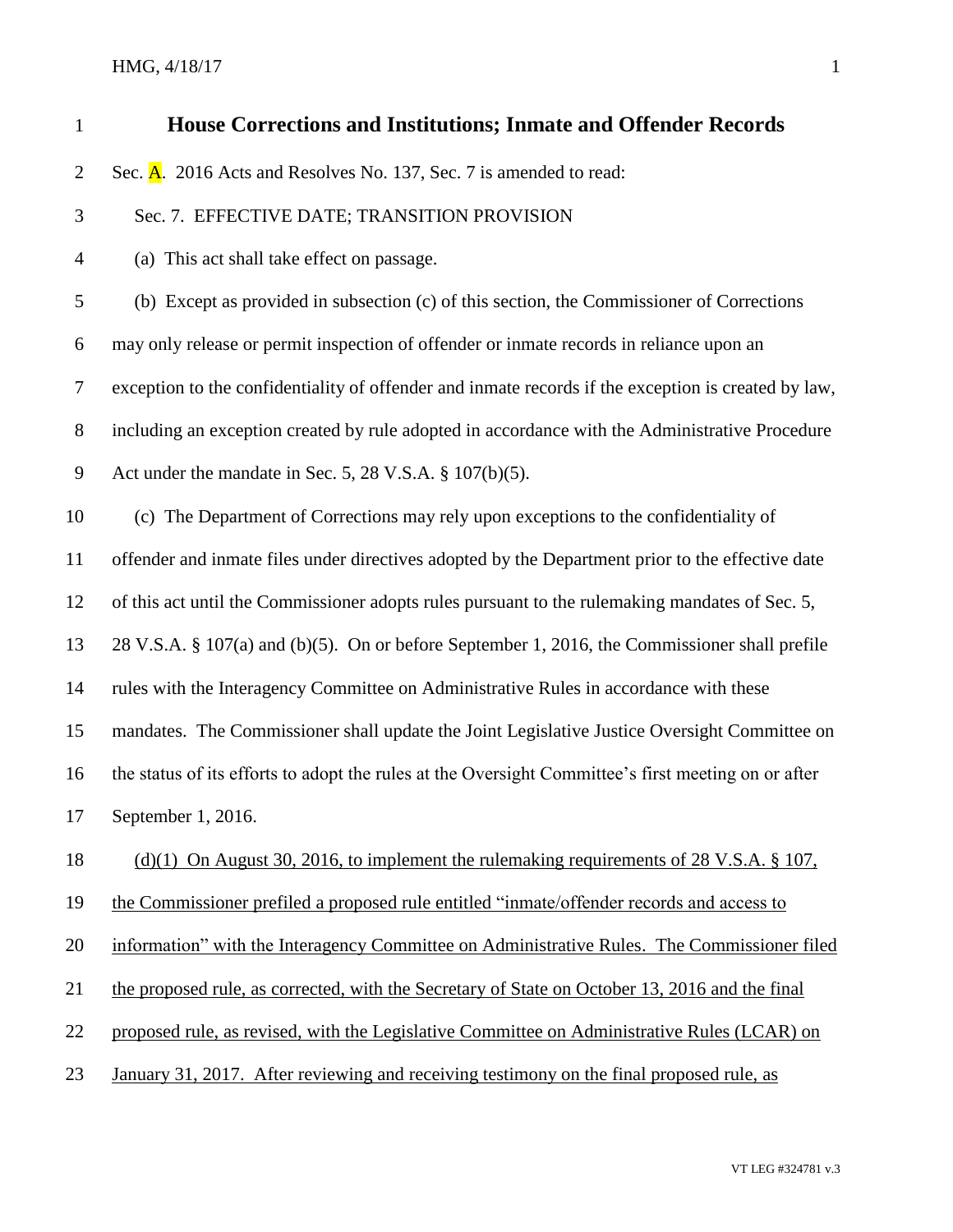# House Corrections and Institutions; Inmate and Offender Records

Sec. A. 2016 Acts and Resolves No. 137, Sec. 7 is amended to read:

Sec. 7. EFFECTIVE DATE; TRANSITION PROVISION

(a) This act shall take effect on passage.

(b) Except as provided in subsection (c) of this section, the Commissioner of Corrections may only release or permit inspection of offender or inmate records in reliance upon an exception to the confidentiality of offender and inmate records if the exception is created by law, including an exception created by rule adopted in accordance with the Administrative Procedure Act under the mandate in Sec. 5, 28 V.S.A. § 107(b)(5).

(c) The Department of Corrections may rely upon exceptions to the confidentiality of offender and inmate files under directives adopted by the Department prior to the effective date of this act until the Commissioner adopts rules pursuant to the rulemaking mandates of Sec. 5, 28 V.S.A. § 107(a) and (b)(5). On or before September 1, 2016, the Commissioner shall prefile rules with the Interagency Committee on Administrative Rules in accordance with these mandates. The Commissioner shall update the Joint Legislative Justice Oversight Committee on the status of its efforts to adopt the rules at the Oversight Committee's first meeting on or after September 1, 2016.

<u>(d)(1) On August 30, 2016, to implement the rulemaking requirements of 28 V.S.A. § 107, the Commissioner prefiled a proposed rule entitled "inmate/offender records and access to information" with the Interagency Committee on Administrative Rules. The Commissioner filed the proposed rule, as corrected, with the Secretary of State on October 13, 2016 and the final proposed rule, as revised, with the Legislative Committee on Administrative Rules (LCAR) on January 31, 2017. After reviewing and receiving testimony on the final proposed rule, as</u>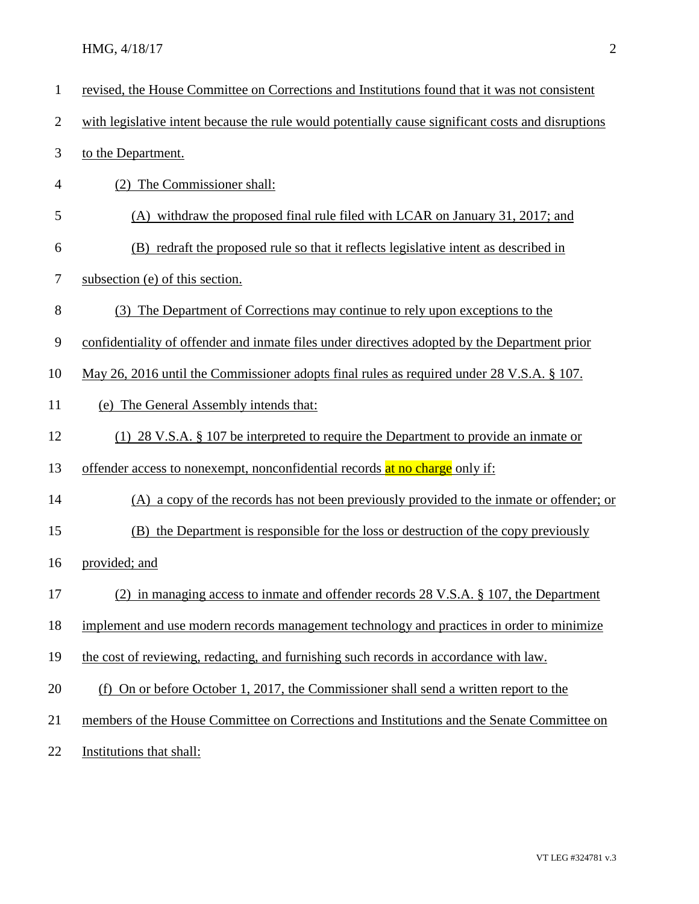revised, the House Committee on Corrections and Institutions found that it was not consistent with legislative intent because the rule would potentially cause significant costs and disruptions to the Department.

(2) The Commissioner shall:

(A) withdraw the proposed final rule filed with LCAR on January 31, 2017; and

(B) redraft the proposed rule so that it reflects legislative intent as described in subsection (e) of this section.

(3) The Department of Corrections may continue to rely upon exceptions to the confidentiality of offender and inmate files under directives adopted by the Department prior May 26, 2016 until the Commissioner adopts final rules as required under 28 V.S.A. § 107.

(e) The General Assembly intends that:

(1) 28 V.S.A. § 107 be interpreted to require the Department to provide an inmate or offender access to nonexempt, nonconfidential records at no charge only if:

(A) a copy of the records has not been previously provided to the inmate or offender; or

(B) the Department is responsible for the loss or destruction of the copy previously provided; and

(2) in managing access to inmate and offender records 28 V.S.A. § 107, the Department implement and use modern records management technology and practices in order to minimize the cost of reviewing, redacting, and furnishing such records in accordance with law.

(f) On or before October 1, 2017, the Commissioner shall send a written report to the members of the House Committee on Corrections and Institutions and the Senate Committee on Institutions that shall: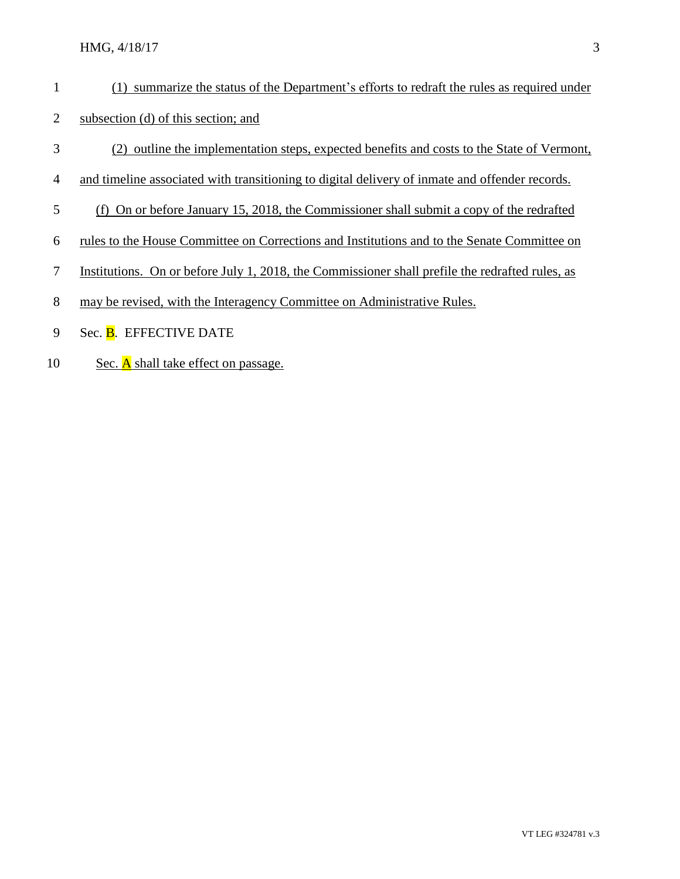(1) summarize the status of the Department's efforts to redraft the rules as required under subsection (d) of this section; and

(2) outline the implementation steps, expected benefits and costs to the State of Vermont, and timeline associated with transitioning to digital delivery of inmate and offender records.

(f) On or before January 15, 2018, the Commissioner shall submit a copy of the redrafted rules to the House Committee on Corrections and Institutions and to the Senate Committee on Institutions. On or before July 1, 2018, the Commissioner shall prefile the redrafted rules, as may be revised, with the Interagency Committee on Administrative Rules.

Sec. B. EFFECTIVE DATE

Sec. A shall take effect on passage.